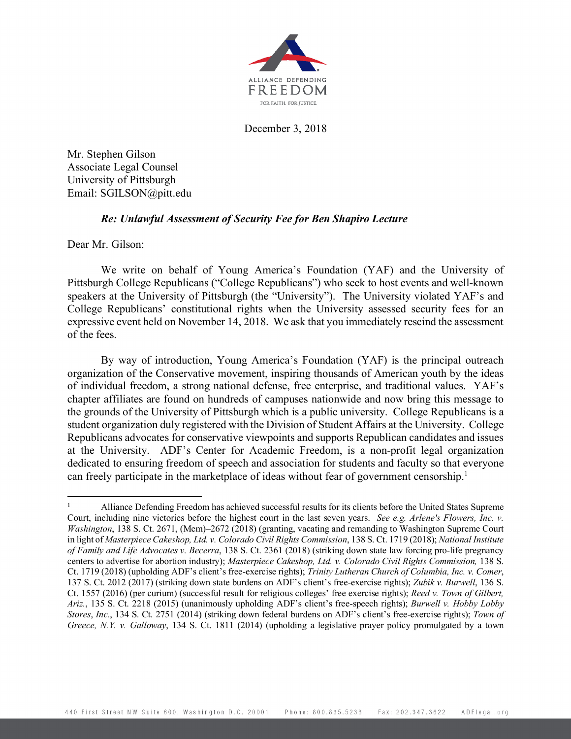ALLIANCE DEFENDING FREEDOM

FOR FAITH. FOR JUSTICE.

December 3, 2018

Mr. Stephen Gilson
Associate Legal Counsel
University of Pittsburgh
Email: SGILSON@pitt.edu

***Re: Unlawful Assessment of Security Fee for Ben Shapiro Lecture***

Dear Mr. Gilson:

We write on behalf of Young America's Foundation (YAF) and the University of Pittsburgh College Republicans ("College Republicans") who seek to host events and well-known speakers at the University of Pittsburgh (the "University"). The University violated YAF's and College Republicans' constitutional rights when the University assessed security fees for an expressive event held on November 14, 2018. We ask that you immediately rescind the assessment of the fees.

By way of introduction, Young America's Foundation (YAF) is the principal outreach organization of the Conservative movement, inspiring thousands of American youth by the ideas of individual freedom, a strong national defense, free enterprise, and traditional values. YAF's chapter affiliates are found on hundreds of campuses nationwide and now bring this message to the grounds of the University of Pittsburgh which is a public university. College Republicans is a student organization duly registered with the Division of Student Affairs at the University. College Republicans advocates for conservative viewpoints and supports Republican candidates and issues at the University. ADF's Center for Academic Freedom, is a non-profit legal organization dedicated to ensuring freedom of speech and association for students and faculty so that everyone can freely participate in the marketplace of ideas without fear of government censorship.[1]

---

[1] Alliance Defending Freedom has achieved successful results for its clients before the United States Supreme Court, including nine victories before the highest court in the last seven years. *See e.g. Arlene's Flowers, Inc. v. Washington*, 138 S. Ct. 2671, (Mem)–2672 (2018) (granting, vacating and remanding to Washington Supreme Court in light of *Masterpiece Cakeshop, Ltd. v. Colorado Civil Rights Commission*, 138 S. Ct. 1719 (2018); *National Institute of Family and Life Advocates v. Becerra*, 138 S. Ct. 2361 (2018) (striking down state law forcing pro-life pregnancy centers to advertise for abortion industry); *Masterpiece Cakeshop, Ltd. v. Colorado Civil Rights Commission,* 138 S. Ct. 1719 (2018) (upholding ADF's client's free-exercise rights); *Trinity Lutheran Church of Columbia, Inc. v. Comer*, 137 S. Ct. 2012 (2017) (striking down state burdens on ADF's client's free-exercise rights); *Zubik v. Burwell*, 136 S. Ct. 1557 (2016) (per curium) (successful result for religious colleges' free exercise rights); *Reed v. Town of Gilbert, Ariz.*, 135 S. Ct. 2218 (2015) (unanimously upholding ADF's client's free-speech rights); *Burwell v. Hobby Lobby Stores*, *Inc.*, 134 S. Ct. 2751 (2014) (striking down federal burdens on ADF's client's free-exercise rights); *Town of Greece, N.Y. v. Galloway*, 134 S. Ct. 1811 (2014) (upholding a legislative prayer policy promulgated by a town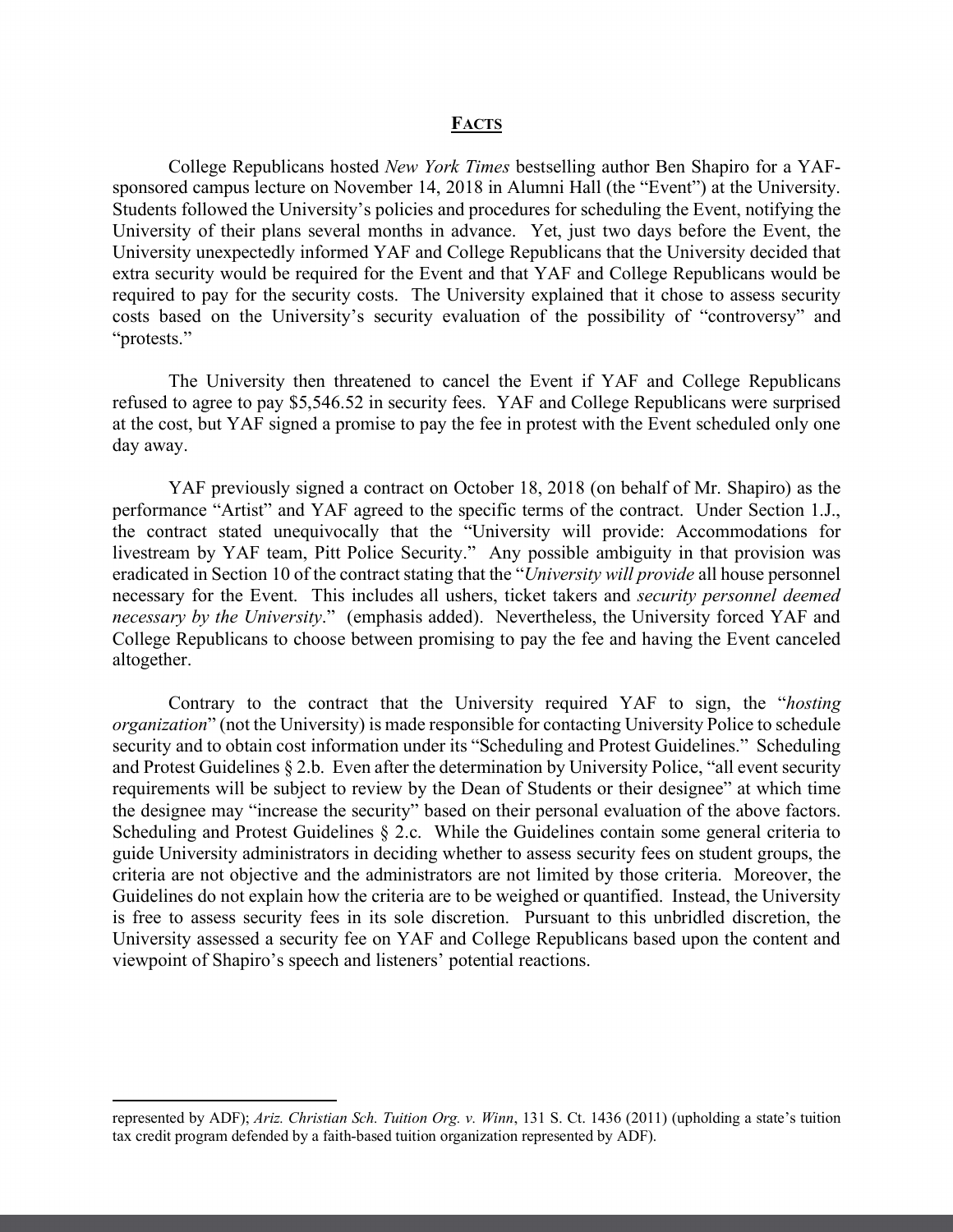## **FACTS**

College Republicans hosted *New York Times* bestselling author Ben Shapiro for a YAF-sponsored campus lecture on November 14, 2018 in Alumni Hall (the "Event") at the University. Students followed the University's policies and procedures for scheduling the Event, notifying the University of their plans several months in advance. Yet, just two days before the Event, the University unexpectedly informed YAF and College Republicans that the University decided that extra security would be required for the Event and that YAF and College Republicans would be required to pay for the security costs. The University explained that it chose to assess security costs based on the University's security evaluation of the possibility of "controversy" and "protests."

The University then threatened to cancel the Event if YAF and College Republicans refused to agree to pay $5,546.52 in security fees. YAF and College Republicans were surprised at the cost, but YAF signed a promise to pay the fee in protest with the Event scheduled only one day away.

YAF previously signed a contract on October 18, 2018 (on behalf of Mr. Shapiro) as the performance "Artist" and YAF agreed to the specific terms of the contract. Under Section 1.J., the contract stated unequivocally that the "University will provide: Accommodations for livestream by YAF team, Pitt Police Security." Any possible ambiguity in that provision was eradicated in Section 10 of the contract stating that the "*University will provide* all house personnel necessary for the Event. This includes all ushers, ticket takers and *security personnel deemed necessary by the University*." (emphasis added). Nevertheless, the University forced YAF and College Republicans to choose between promising to pay the fee and having the Event canceled altogether.

Contrary to the contract that the University required YAF to sign, the "*hosting organization*" (not the University) is made responsible for contacting University Police to schedule security and to obtain cost information under its "Scheduling and Protest Guidelines." Scheduling and Protest Guidelines § 2.b. Even after the determination by University Police, "all event security requirements will be subject to review by the Dean of Students or their designee" at which time the designee may "increase the security" based on their personal evaluation of the above factors. Scheduling and Protest Guidelines § 2.c. While the Guidelines contain some general criteria to guide University administrators in deciding whether to assess security fees on student groups, the criteria are not objective and the administrators are not limited by those criteria. Moreover, the Guidelines do not explain how the criteria are to be weighed or quantified. Instead, the University is free to assess security fees in its sole discretion. Pursuant to this unbridled discretion, the University assessed a security fee on YAF and College Republicans based upon the content and viewpoint of Shapiro's speech and listeners' potential reactions.

represented by ADF); *Ariz. Christian Sch. Tuition Org. v. Winn*, 131 S. Ct. 1436 (2011) (upholding a state's tuition tax credit program defended by a faith-based tuition organization represented by ADF).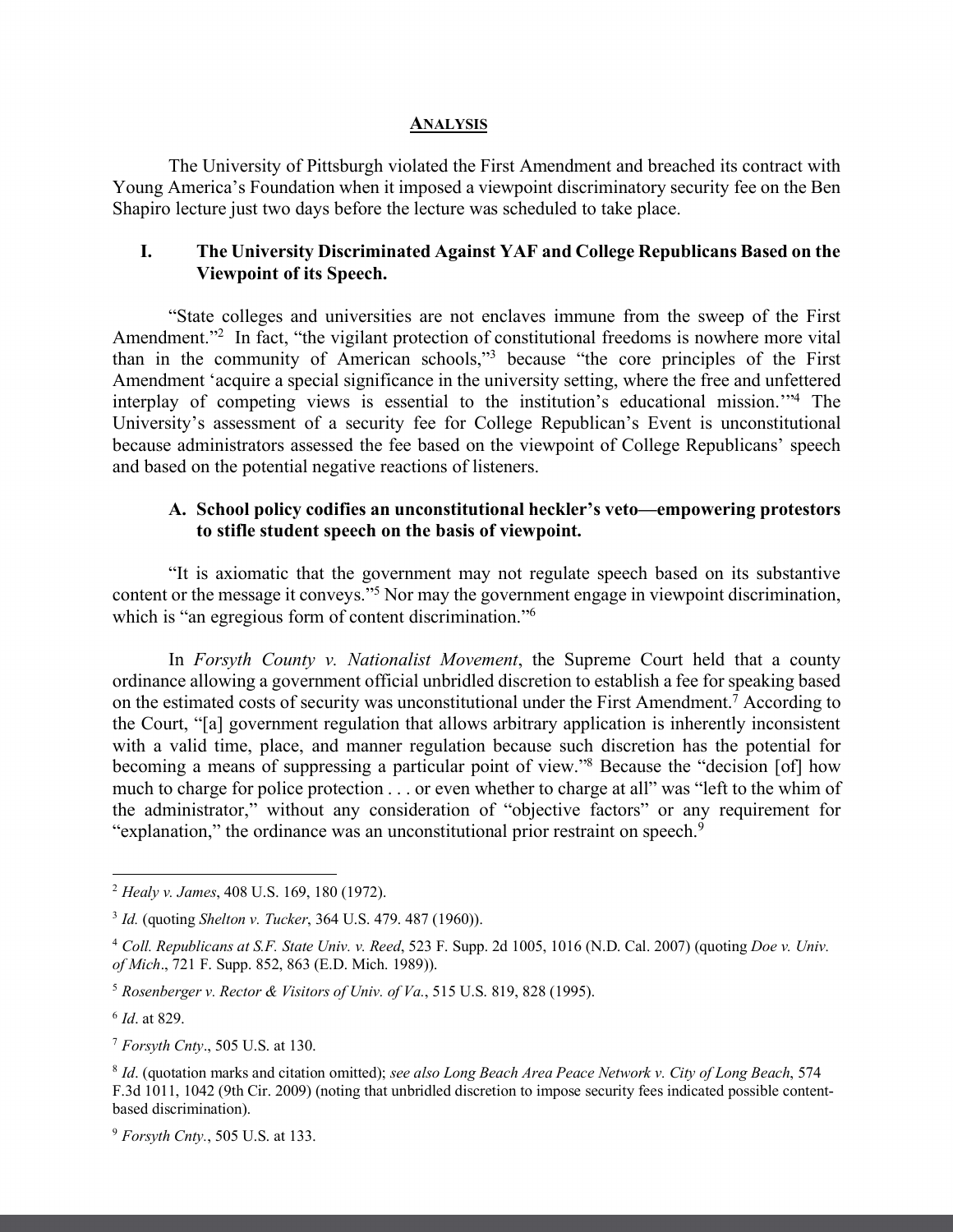## ANALYSIS

The University of Pittsburgh violated the First Amendment and breached its contract with Young America's Foundation when it imposed a viewpoint discriminatory security fee on the Ben Shapiro lecture just two days before the lecture was scheduled to take place.

### I. The University Discriminated Against YAF and College Republicans Based on the Viewpoint of its Speech.

"State colleges and universities are not enclaves immune from the sweep of the First Amendment."[2] In fact, "the vigilant protection of constitutional freedoms is nowhere more vital than in the community of American schools,"[3] because "the core principles of the First Amendment 'acquire a special significance in the university setting, where the free and unfettered interplay of competing views is essential to the institution's educational mission.'"[4] The University's assessment of a security fee for College Republican's Event is unconstitutional because administrators assessed the fee based on the viewpoint of College Republicans' speech and based on the potential negative reactions of listeners.

#### A. School policy codifies an unconstitutional heckler's veto—empowering protestors to stifle student speech on the basis of viewpoint.

"It is axiomatic that the government may not regulate speech based on its substantive content or the message it conveys."[5] Nor may the government engage in viewpoint discrimination, which is "an egregious form of content discrimination."[6]

In *Forsyth County v. Nationalist Movement*, the Supreme Court held that a county ordinance allowing a government official unbridled discretion to establish a fee for speaking based on the estimated costs of security was unconstitutional under the First Amendment.[7] According to the Court, "[a] government regulation that allows arbitrary application is inherently inconsistent with a valid time, place, and manner regulation because such discretion has the potential for becoming a means of suppressing a particular point of view."[8] Because the "decision [of] how much to charge for police protection . . . or even whether to charge at all" was "left to the whim of the administrator," without any consideration of "objective factors" or any requirement for "explanation," the ordinance was an unconstitutional prior restraint on speech.[9]

---

[2] *Healy v. James*, 408 U.S. 169, 180 (1972).

[3] *Id.* (quoting *Shelton v. Tucker*, 364 U.S. 479. 487 (1960)).

[4] *Coll. Republicans at S.F. State Univ. v. Reed*, 523 F. Supp. 2d 1005, 1016 (N.D. Cal. 2007) (quoting *Doe v. Univ. of Mich*., 721 F. Supp. 852, 863 (E.D. Mich. 1989)).

[5] *Rosenberger v. Rector & Visitors of Univ. of Va.*, 515 U.S. 819, 828 (1995).

[6] *Id*. at 829.

[7] *Forsyth Cnty*., 505 U.S. at 130.

[8] *Id*. (quotation marks and citation omitted); *see also Long Beach Area Peace Network v. City of Long Beach*, 574 F.3d 1011, 1042 (9th Cir. 2009) (noting that unbridled discretion to impose security fees indicated possible content-based discrimination).

[9] *Forsyth Cnty.*, 505 U.S. at 133.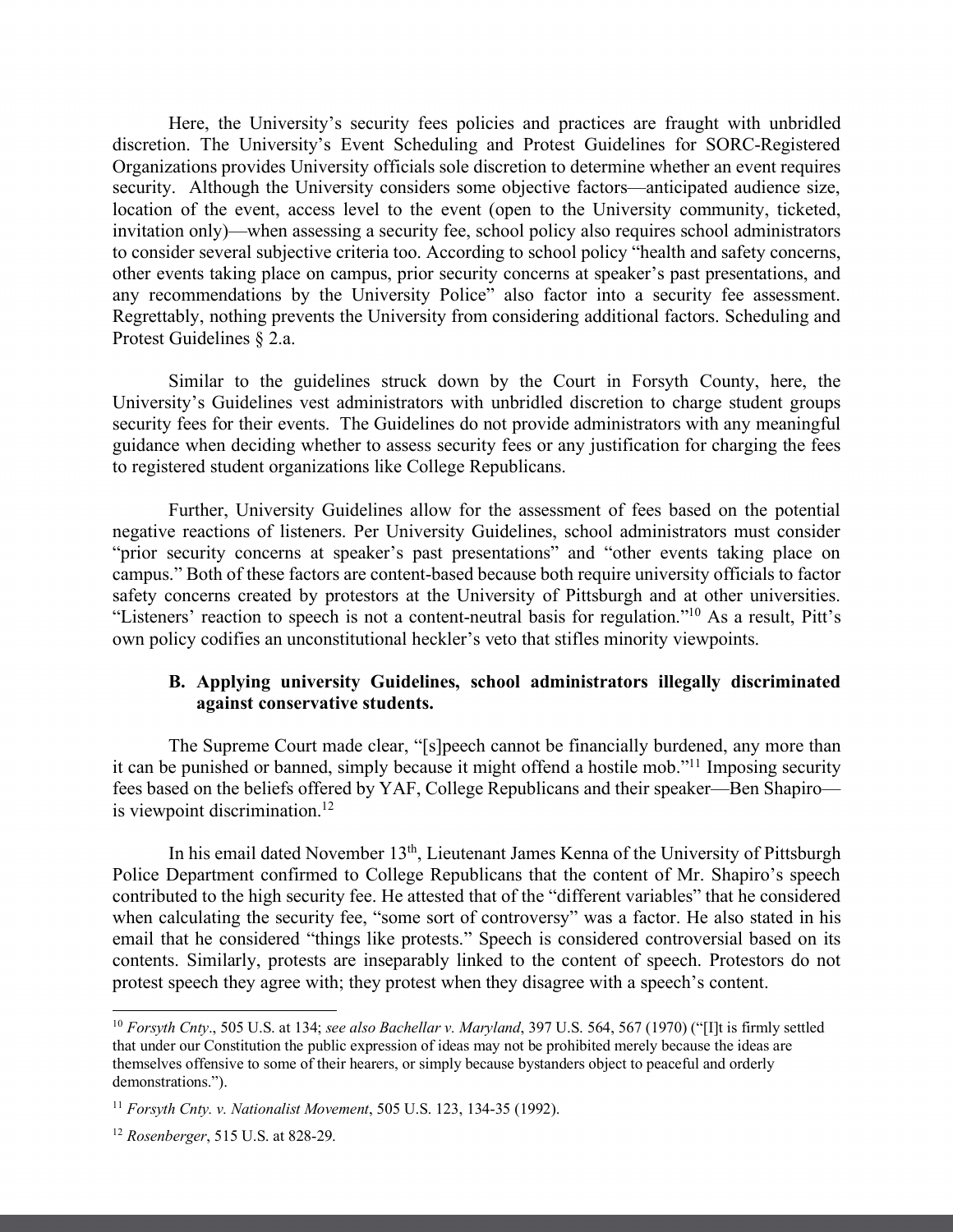Here, the University's security fees policies and practices are fraught with unbridled discretion. The University's Event Scheduling and Protest Guidelines for SORC-Registered Organizations provides University officials sole discretion to determine whether an event requires security. Although the University considers some objective factors—anticipated audience size, location of the event, access level to the event (open to the University community, ticketed, invitation only)—when assessing a security fee, school policy also requires school administrators to consider several subjective criteria too. According to school policy "health and safety concerns, other events taking place on campus, prior security concerns at speaker's past presentations, and any recommendations by the University Police" also factor into a security fee assessment. Regrettably, nothing prevents the University from considering additional factors. Scheduling and Protest Guidelines § 2.a.

Similar to the guidelines struck down by the Court in Forsyth County, here, the University's Guidelines vest administrators with unbridled discretion to charge student groups security fees for their events. The Guidelines do not provide administrators with any meaningful guidance when deciding whether to assess security fees or any justification for charging the fees to registered student organizations like College Republicans.

Further, University Guidelines allow for the assessment of fees based on the potential negative reactions of listeners. Per University Guidelines, school administrators must consider "prior security concerns at speaker's past presentations" and "other events taking place on campus." Both of these factors are content-based because both require university officials to factor safety concerns created by protestors at the University of Pittsburgh and at other universities. "Listeners' reaction to speech is not a content-neutral basis for regulation."[10] As a result, Pitt's own policy codifies an unconstitutional heckler's veto that stifles minority viewpoints.

### B. Applying university Guidelines, school administrators illegally discriminated against conservative students.

The Supreme Court made clear, "[s]peech cannot be financially burdened, any more than it can be punished or banned, simply because it might offend a hostile mob."[11] Imposing security fees based on the beliefs offered by YAF, College Republicans and their speaker—Ben Shapiro—is viewpoint discrimination.[12]

In his email dated November 13th, Lieutenant James Kenna of the University of Pittsburgh Police Department confirmed to College Republicans that the content of Mr. Shapiro's speech contributed to the high security fee. He attested that of the "different variables" that he considered when calculating the security fee, "some sort of controversy" was a factor. He also stated in his email that he considered "things like protests." Speech is considered controversial based on its contents. Similarly, protests are inseparably linked to the content of speech. Protestors do not protest speech they agree with; they protest when they disagree with a speech's content.

---

[10] *Forsyth Cnty*., 505 U.S. at 134; *see also Bachellar v. Maryland*, 397 U.S. 564, 567 (1970) ("[I]t is firmly settled that under our Constitution the public expression of ideas may not be prohibited merely because the ideas are themselves offensive to some of their hearers, or simply because bystanders object to peaceful and orderly demonstrations.").

[11] *Forsyth Cnty. v. Nationalist Movement*, 505 U.S. 123, 134-35 (1992).

[12] *Rosenberger*, 515 U.S. at 828-29.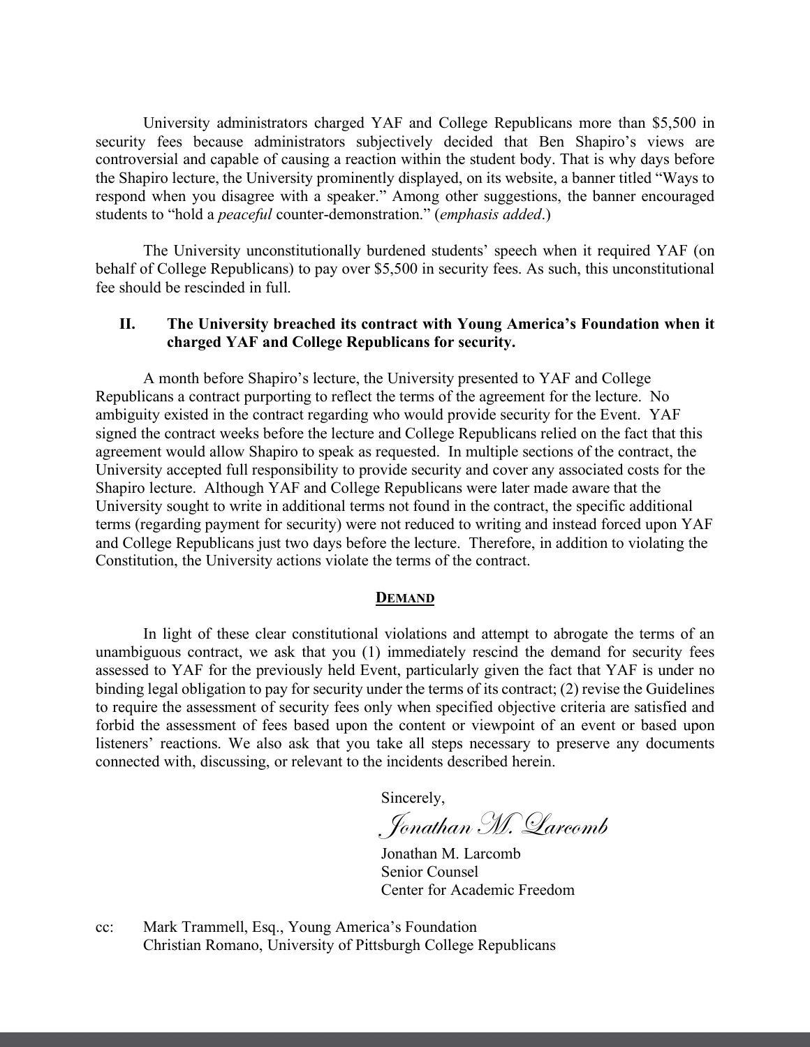University administrators charged YAF and College Republicans more than $5,500 in security fees because administrators subjectively decided that Ben Shapiro's views are controversial and capable of causing a reaction within the student body. That is why days before the Shapiro lecture, the University prominently displayed, on its website, a banner titled "Ways to respond when you disagree with a speaker." Among other suggestions, the banner encouraged students to "hold a *peaceful* counter-demonstration." (*emphasis added*.)

The University unconstitutionally burdened students' speech when it required YAF (on behalf of College Republicans) to pay over $5,500 in security fees. As such, this unconstitutional fee should be rescinded in full.

## II. The University breached its contract with Young America's Foundation when it charged YAF and College Republicans for security.

A month before Shapiro's lecture, the University presented to YAF and College Republicans a contract purporting to reflect the terms of the agreement for the lecture. No ambiguity existed in the contract regarding who would provide security for the Event. YAF signed the contract weeks before the lecture and College Republicans relied on the fact that this agreement would allow Shapiro to speak as requested. In multiple sections of the contract, the University accepted full responsibility to provide security and cover any associated costs for the Shapiro lecture. Although YAF and College Republicans were later made aware that the University sought to write in additional terms not found in the contract, the specific additional terms (regarding payment for security) were not reduced to writing and instead forced upon YAF and College Republicans just two days before the lecture. Therefore, in addition to violating the Constitution, the University actions violate the terms of the contract.

## DEMAND

In light of these clear constitutional violations and attempt to abrogate the terms of an unambiguous contract, we ask that you (1) immediately rescind the demand for security fees assessed to YAF for the previously held Event, particularly given the fact that YAF is under no binding legal obligation to pay for security under the terms of its contract; (2) revise the Guidelines to require the assessment of security fees only when specified objective criteria are satisfied and forbid the assessment of fees based upon the content or viewpoint of an event or based upon listeners' reactions. We also ask that you take all steps necessary to preserve any documents connected with, discussing, or relevant to the incidents described herein.

Sincerely,

*Jonathan M. Larcomb*

Jonathan M. Larcomb
Senior Counsel
Center for Academic Freedom

cc: Mark Trammell, Esq., Young America's Foundation
Christian Romano, University of Pittsburgh College Republicans